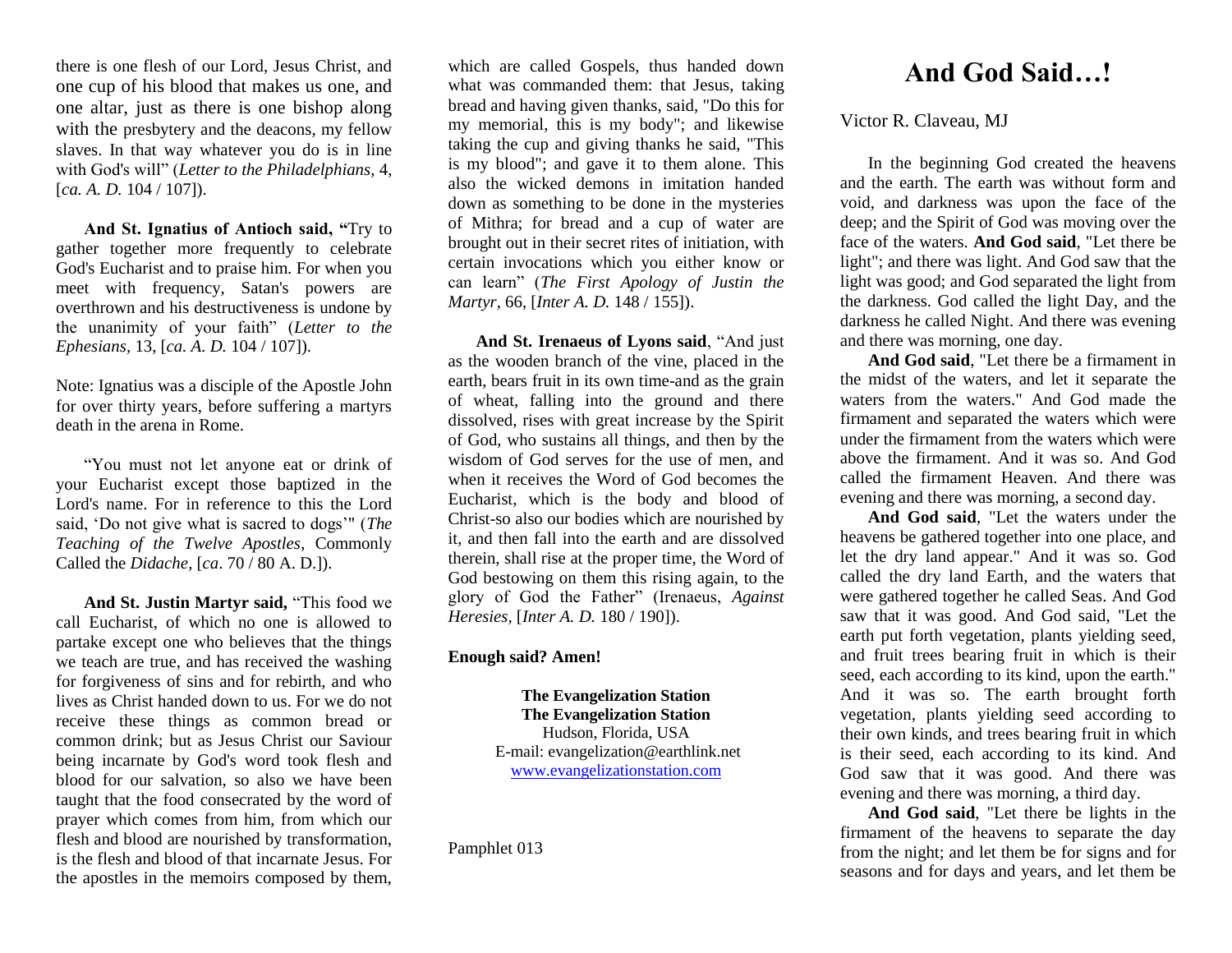there is one flesh of our Lord, Jesus Christ, and one cup of his blood that makes us one, and one altar, just as there is one bishop along with the presbytery and the deacons, my fellow slaves. In that way whatever you do is in line with God's will" (*Letter to the Philadelphians*, 4, [*ca. A. D.* 104 / 107]).

**And St. Ignatius of Antioch said, "**Try to gather together more frequently to celebrate God's Eucharist and to praise him. For when you meet with frequency, Satan's powers are overthrown and his destructiveness is undone by the unanimity of your faith" (*Letter to the Ephesians,* 13, [*ca. A. D.* 104 / 107]).

Note: Ignatius was a disciple of the Apostle John for over thirty years, before suffering a martyrs death in the arena in Rome.

"You must not let anyone eat or drink of your Eucharist except those baptized in the Lord's name. For in reference to this the Lord said, 'Do not give what is sacred to dogs'" (*The Teaching of the Twelve Apostles*, Commonly Called the *Didache,* [*ca*. 70 / 80 A. D.]).

**And St. Justin Martyr said,** "This food we call Eucharist, of which no one is allowed to partake except one who believes that the things we teach are true, and has received the washing for forgiveness of sins and for rebirth, and who lives as Christ handed down to us. For we do not receive these things as common bread or common drink; but as Jesus Christ our Saviour being incarnate by God's word took flesh and blood for our salvation, so also we have been taught that the food consecrated by the word of prayer which comes from him, from which our flesh and blood are nourished by transformation, is the flesh and blood of that incarnate Jesus. For the apostles in the memoirs composed by them, which are called Gospels, thus handed down what was commanded them: that Jesus, taking bread and having given thanks, said, "Do this for my memorial, this is my body"; and likewise taking the cup and giving thanks he said, "This is my blood"; and gave it to them alone. This also the wicked demons in imitation handed down as something to be done in the mysteries of Mithra; for bread and a cup of water are brought out in their secret rites of initiation, with certain invocations which you either know or can learn" (*The First Apology of Justin the Martyr*, 66, [*Inter A. D.* 148 / 155]).

**And St. Irenaeus of Lyons said**, "And just as the wooden branch of the vine, placed in the earth, bears fruit in its own time-and as the grain of wheat, falling into the ground and there dissolved, rises with great increase by the Spirit of God, who sustains all things, and then by the wisdom of God serves for the use of men, and when it receives the Word of God becomes the Eucharist, which is the body and blood of Christ-so also our bodies which are nourished by it, and then fall into the earth and are dissolved therein, shall rise at the proper time, the Word of God bestowing on them this rising again, to the glory of God the Father" (Irenaeus, *Against Heresies,* [*Inter A. D.* 180 / 190]).

**Enough said? Amen!**

**The Evangelization Station**
**The Evangelization Station**
Hudson, Florida, USA
E-mail: evangelization@earthlink.net
www.evangelizationstation.com

Pamphlet 013

# And God Said…!

Victor R. Claveau, MJ

In the beginning God created the heavens and the earth. The earth was without form and void, and darkness was upon the face of the deep; and the Spirit of God was moving over the face of the waters. **And God said**, "Let there be light"; and there was light. And God saw that the light was good; and God separated the light from the darkness. God called the light Day, and the darkness he called Night. And there was evening and there was morning, one day.

**And God said**, "Let there be a firmament in the midst of the waters, and let it separate the waters from the waters." And God made the firmament and separated the waters which were under the firmament from the waters which were above the firmament. And it was so. And God called the firmament Heaven. And there was evening and there was morning, a second day.

**And God said**, "Let the waters under the heavens be gathered together into one place, and let the dry land appear." And it was so. God called the dry land Earth, and the waters that were gathered together he called Seas. And God saw that it was good. And God said, "Let the earth put forth vegetation, plants yielding seed, and fruit trees bearing fruit in which is their seed, each according to its kind, upon the earth." And it was so. The earth brought forth vegetation, plants yielding seed according to their own kinds, and trees bearing fruit in which is their seed, each according to its kind. And God saw that it was good. And there was evening and there was morning, a third day.

**And God said**, "Let there be lights in the firmament of the heavens to separate the day from the night; and let them be for signs and for seasons and for days and years, and let them be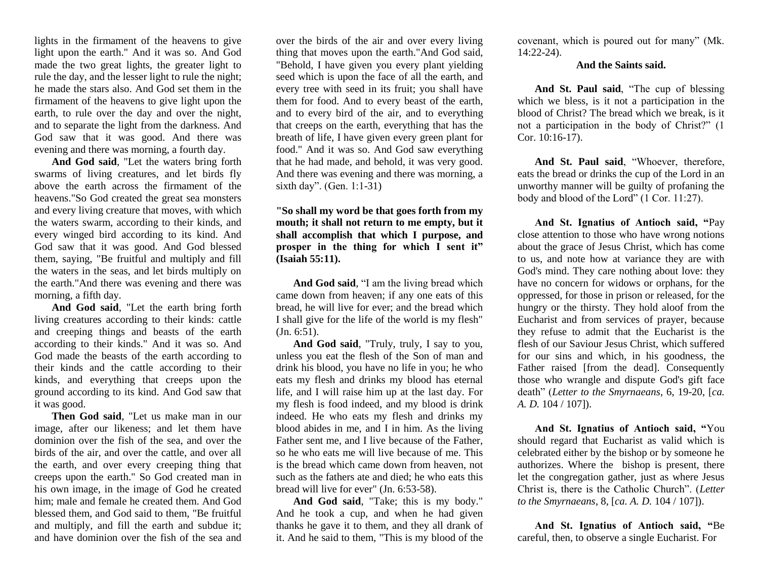lights in the firmament of the heavens to give light upon the earth." And it was so. And God made the two great lights, the greater light to rule the day, and the lesser light to rule the night; he made the stars also. And God set them in the firmament of the heavens to give light upon the earth, to rule over the day and over the night, and to separate the light from the darkness. And God saw that it was good. And there was evening and there was morning, a fourth day.

**And God said**, "Let the waters bring forth swarms of living creatures, and let birds fly above the earth across the firmament of the heavens."So God created the great sea monsters and every living creature that moves, with which the waters swarm, according to their kinds, and every winged bird according to its kind. And God saw that it was good. And God blessed them, saying, "Be fruitful and multiply and fill the waters in the seas, and let birds multiply on the earth."And there was evening and there was morning, a fifth day.

**And God said**, "Let the earth bring forth living creatures according to their kinds: cattle and creeping things and beasts of the earth according to their kinds." And it was so. And God made the beasts of the earth according to their kinds and the cattle according to their kinds, and everything that creeps upon the ground according to its kind. And God saw that it was good.

**Then God said**, "Let us make man in our image, after our likeness; and let them have dominion over the fish of the sea, and over the birds of the air, and over the cattle, and over all the earth, and over every creeping thing that creeps upon the earth." So God created man in his own image, in the image of God he created him; male and female he created them. And God blessed them, and God said to them, "Be fruitful and multiply, and fill the earth and subdue it; and have dominion over the fish of the sea and over the birds of the air and over every living thing that moves upon the earth."And God said, "Behold, I have given you every plant yielding seed which is upon the face of all the earth, and every tree with seed in its fruit; you shall have them for food. And to every beast of the earth, and to every bird of the air, and to everything that creeps on the earth, everything that has the breath of life, I have given every green plant for food." And it was so. And God saw everything that he had made, and behold, it was very good. And there was evening and there was morning, a sixth day". (Gen. 1:1-31)

**"So shall my word be that goes forth from my mouth; it shall not return to me empty, but it shall accomplish that which I purpose, and prosper in the thing for which I sent it" (Isaiah 55:11).**

**And God said**, "I am the living bread which came down from heaven; if any one eats of this bread, he will live for ever; and the bread which I shall give for the life of the world is my flesh" (Jn. 6:51).

**And God said**, "Truly, truly, I say to you, unless you eat the flesh of the Son of man and drink his blood, you have no life in you; he who eats my flesh and drinks my blood has eternal life, and I will raise him up at the last day. For my flesh is food indeed, and my blood is drink indeed. He who eats my flesh and drinks my blood abides in me, and I in him. As the living Father sent me, and I live because of the Father, so he who eats me will live because of me. This is the bread which came down from heaven, not such as the fathers ate and died; he who eats this bread will live for ever" (Jn. 6:53-58).

**And God said**, "Take; this is my body." And he took a cup, and when he had given thanks he gave it to them, and they all drank of it. And he said to them, "This is my blood of the covenant, which is poured out for many" (Mk. 14:22-24).

**And the Saints said.**

**And St. Paul said**, "The cup of blessing which we bless, is it not a participation in the blood of Christ? The bread which we break, is it not a participation in the body of Christ?" (1 Cor. 10:16-17).

**And St. Paul said**, "Whoever, therefore, eats the bread or drinks the cup of the Lord in an unworthy manner will be guilty of profaning the body and blood of the Lord" (1 Cor. 11:27).

**And St. Ignatius of Antioch said, "**Pay close attention to those who have wrong notions about the grace of Jesus Christ, which has come to us, and note how at variance they are with God's mind. They care nothing about love: they have no concern for widows or orphans, for the oppressed, for those in prison or released, for the hungry or the thirsty. They hold aloof from the Eucharist and from services of prayer, because they refuse to admit that the Eucharist is the flesh of our Saviour Jesus Christ, which suffered for our sins and which, in his goodness, the Father raised [from the dead]. Consequently those who wrangle and dispute God's gift face death" (*Letter to the Smyrnaeans*, 6, 19-20, [*ca. A. D.* 104 / 107]).

**And St. Ignatius of Antioch said, "**You should regard that Eucharist as valid which is celebrated either by the bishop or by someone he authorizes. Where the bishop is present, there let the congregation gather, just as where Jesus Christ is, there is the Catholic Church". (*Letter to the Smyrnaeans*, 8, [*ca. A. D.* 104 / 107]).

**And St. Ignatius of Antioch said, "**Be careful, then, to observe a single Eucharist. For